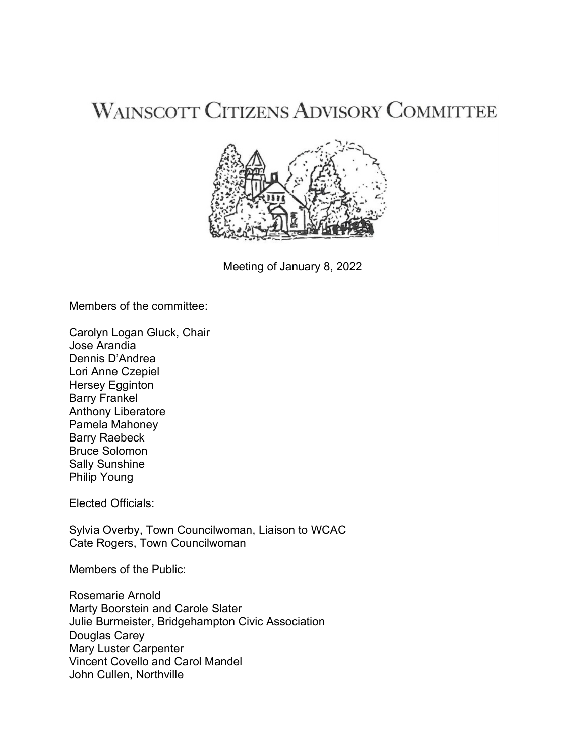# Wainscott Citizens Advisory Committee

Meeting of January 8, 2022

Members of the committee:

Carolyn Logan Gluck, Chair
Jose Arandia
Dennis D'Andrea
Lori Anne Czepiel
Hersey Egginton
Barry Frankel
Anthony Liberatore
Pamela Mahoney
Barry Raebeck
Bruce Solomon
Sally Sunshine
Philip Young

Elected Officials:

Sylvia Overby, Town Councilwoman, Liaison to WCAC
Cate Rogers, Town Councilwoman

Members of the Public:

Rosemarie Arnold
Marty Boorstein and Carole Slater
Julie Burmeister, Bridgehampton Civic Association
Douglas Carey
Mary Luster Carpenter
Vincent Covello and Carol Mandel
John Cullen, Northville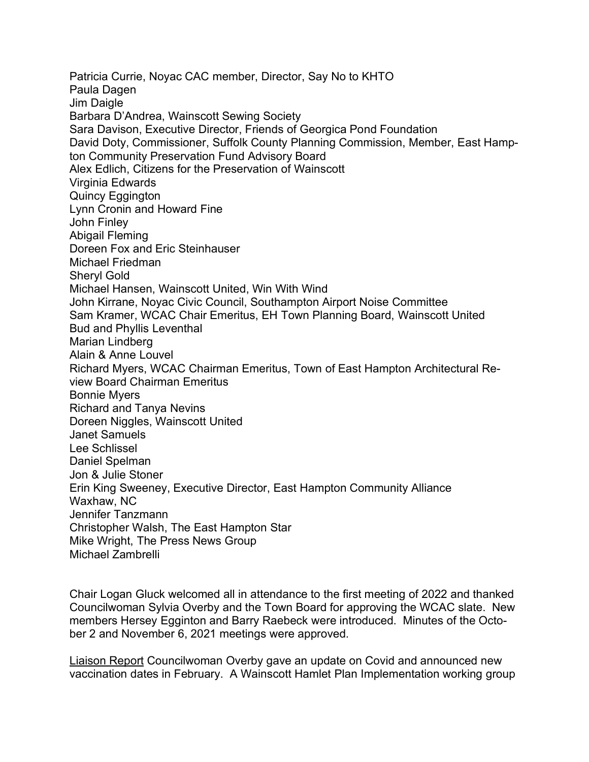Patricia Currie, Noyac CAC member, Director, Say No to KHTO
Paula Dagen
Jim Daigle
Barbara D'Andrea, Wainscott Sewing Society
Sara Davison, Executive Director, Friends of Georgica Pond Foundation
David Doty, Commissioner, Suffolk County Planning Commission, Member, East Hampton Community Preservation Fund Advisory Board
Alex Edlich, Citizens for the Preservation of Wainscott
Virginia Edwards
Quincy Eggington
Lynn Cronin and Howard Fine
John Finley
Abigail Fleming
Doreen Fox and Eric Steinhauser
Michael Friedman
Sheryl Gold
Michael Hansen, Wainscott United, Win With Wind
John Kirrane, Noyac Civic Council, Southampton Airport Noise Committee
Sam Kramer, WCAC Chair Emeritus, EH Town Planning Board, Wainscott United
Bud and Phyllis Leventhal
Marian Lindberg
Alain & Anne Louvel
Richard Myers, WCAC Chairman Emeritus, Town of East Hampton Architectural Review Board Chairman Emeritus
Bonnie Myers
Richard and Tanya Nevins
Doreen Niggles, Wainscott United
Janet Samuels
Lee Schlissel
Daniel Spelman
Jon & Julie Stoner
Erin King Sweeney, Executive Director, East Hampton Community Alliance
Waxhaw, NC
Jennifer Tanzmann
Christopher Walsh, The East Hampton Star
Mike Wright, The Press News Group
Michael Zambrelli

Chair Logan Gluck welcomed all in attendance to the first meeting of 2022 and thanked Councilwoman Sylvia Overby and the Town Board for approving the WCAC slate. New members Hersey Egginton and Barry Raebeck were introduced. Minutes of the October 2 and November 6, 2021 meetings were approved.

<u>Liaison Report</u> Councilwoman Overby gave an update on Covid and announced new vaccination dates in February. A Wainscott Hamlet Plan Implementation working group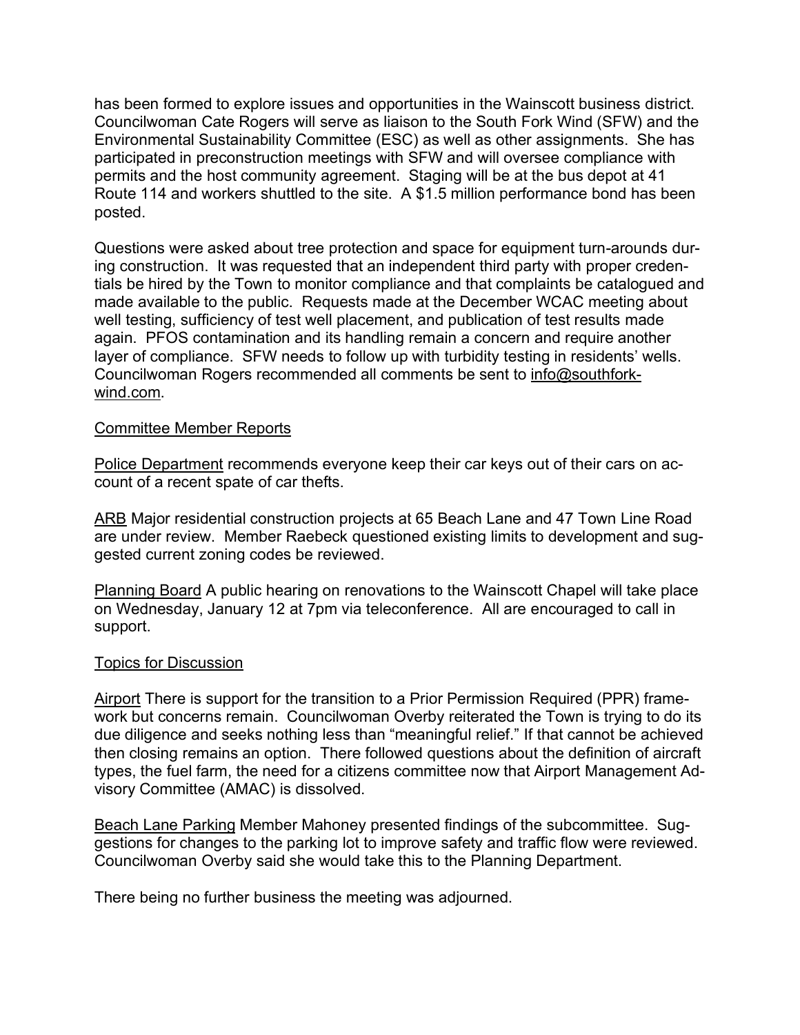has been formed to explore issues and opportunities in the Wainscott business district. Councilwoman Cate Rogers will serve as liaison to the South Fork Wind (SFW) and the Environmental Sustainability Committee (ESC) as well as other assignments. She has participated in preconstruction meetings with SFW and will oversee compliance with permits and the host community agreement. Staging will be at the bus depot at 41 Route 114 and workers shuttled to the site. A $1.5 million performance bond has been posted.

Questions were asked about tree protection and space for equipment turn-arounds during construction. It was requested that an independent third party with proper credentials be hired by the Town to monitor compliance and that complaints be catalogued and made available to the public. Requests made at the December WCAC meeting about well testing, sufficiency of test well placement, and publication of test results made again. PFOS contamination and its handling remain a concern and require another layer of compliance. SFW needs to follow up with turbidity testing in residents' wells. Councilwoman Rogers recommended all comments be sent to info@southforkwind.com.

Committee Member Reports

Police Department recommends everyone keep their car keys out of their cars on account of a recent spate of car thefts.

ARB Major residential construction projects at 65 Beach Lane and 47 Town Line Road are under review. Member Raebeck questioned existing limits to development and suggested current zoning codes be reviewed.

Planning Board A public hearing on renovations to the Wainscott Chapel will take place on Wednesday, January 12 at 7pm via teleconference. All are encouraged to call in support.

Topics for Discussion

Airport There is support for the transition to a Prior Permission Required (PPR) framework but concerns remain. Councilwoman Overby reiterated the Town is trying to do its due diligence and seeks nothing less than "meaningful relief." If that cannot be achieved then closing remains an option. There followed questions about the definition of aircraft types, the fuel farm, the need for a citizens committee now that Airport Management Advisory Committee (AMAC) is dissolved.

Beach Lane Parking Member Mahoney presented findings of the subcommittee. Suggestions for changes to the parking lot to improve safety and traffic flow were reviewed. Councilwoman Overby said she would take this to the Planning Department.

There being no further business the meeting was adjourned.